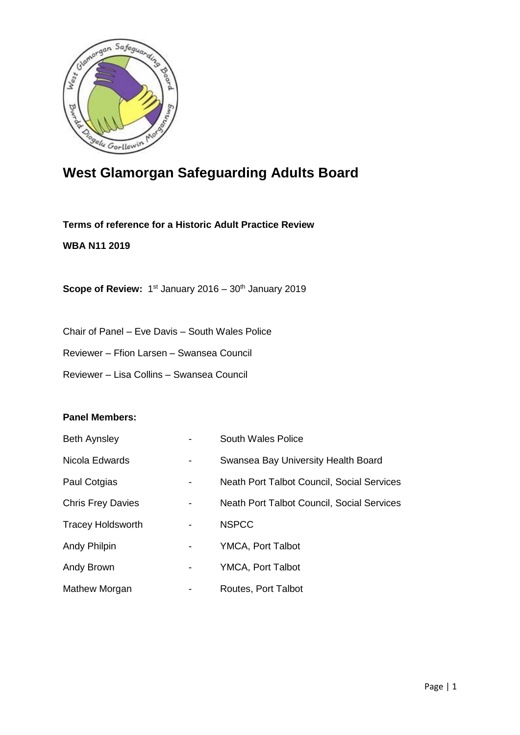# West Glamorgan Safeguarding Adults Board

**Terms of reference for a Historic Adult Practice Review**

**WBA N11 2019**

**Scope of Review:** 1st January 2016 – 30th January 2019

Chair of Panel – Eve Davis – South Wales Police

Reviewer – Ffion Larsen – Swansea Council

Reviewer – Lisa Collins – Swansea Council

**Panel Members:**

| | | |
|---|---|---|
| Beth Aynsley | - | South Wales Police |
| Nicola Edwards | - | Swansea Bay University Health Board |
| Paul Cotgias | - | Neath Port Talbot Council, Social Services |
| Chris Frey Davies | - | Neath Port Talbot Council, Social Services |
| Tracey Holdsworth | - | NSPCC |
| Andy Philpin | - | YMCA, Port Talbot |
| Andy Brown | - | YMCA, Port Talbot |
| Mathew Morgan | - | Routes, Port Talbot |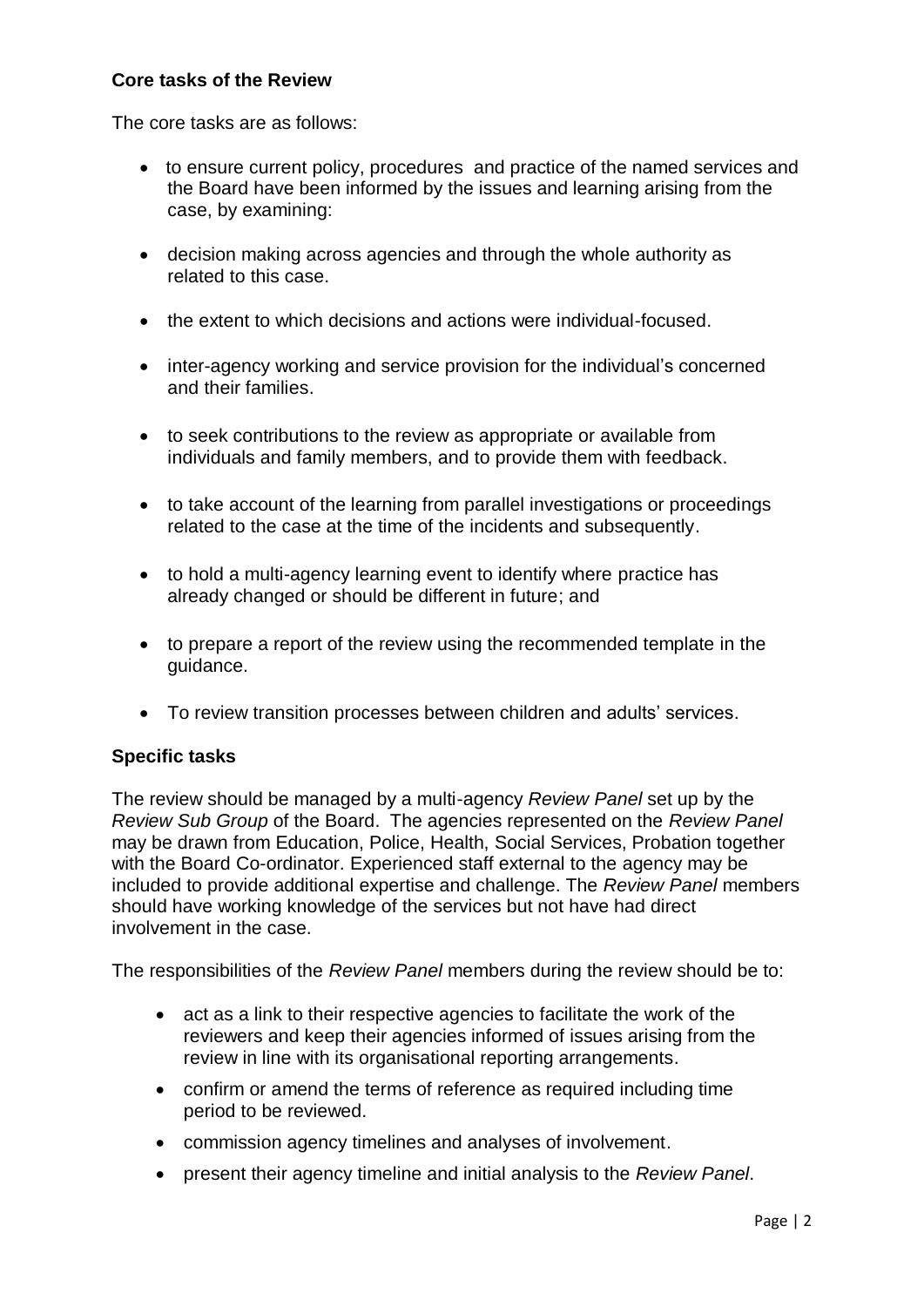### Core tasks of the Review

The core tasks are as follows:

- to ensure current policy, procedures and practice of the named services and the Board have been informed by the issues and learning arising from the case, by examining:
- decision making across agencies and through the whole authority as related to this case.
- the extent to which decisions and actions were individual-focused.
- inter-agency working and service provision for the individual's concerned and their families.
- to seek contributions to the review as appropriate or available from individuals and family members, and to provide them with feedback.
- to take account of the learning from parallel investigations or proceedings related to the case at the time of the incidents and subsequently.
- to hold a multi-agency learning event to identify where practice has already changed or should be different in future; and
- to prepare a report of the review using the recommended template in the guidance.
- To review transition processes between children and adults' services.

### Specific tasks

The review should be managed by a multi-agency *Review Panel* set up by the *Review Sub Group* of the Board. The agencies represented on the *Review Panel* may be drawn from Education, Police, Health, Social Services, Probation together with the Board Co-ordinator. Experienced staff external to the agency may be included to provide additional expertise and challenge. The *Review Panel* members should have working knowledge of the services but not have had direct involvement in the case.

The responsibilities of the *Review Panel* members during the review should be to:

- act as a link to their respective agencies to facilitate the work of the reviewers and keep their agencies informed of issues arising from the review in line with its organisational reporting arrangements.
- confirm or amend the terms of reference as required including time period to be reviewed.
- commission agency timelines and analyses of involvement.
- present their agency timeline and initial analysis to the *Review Panel*.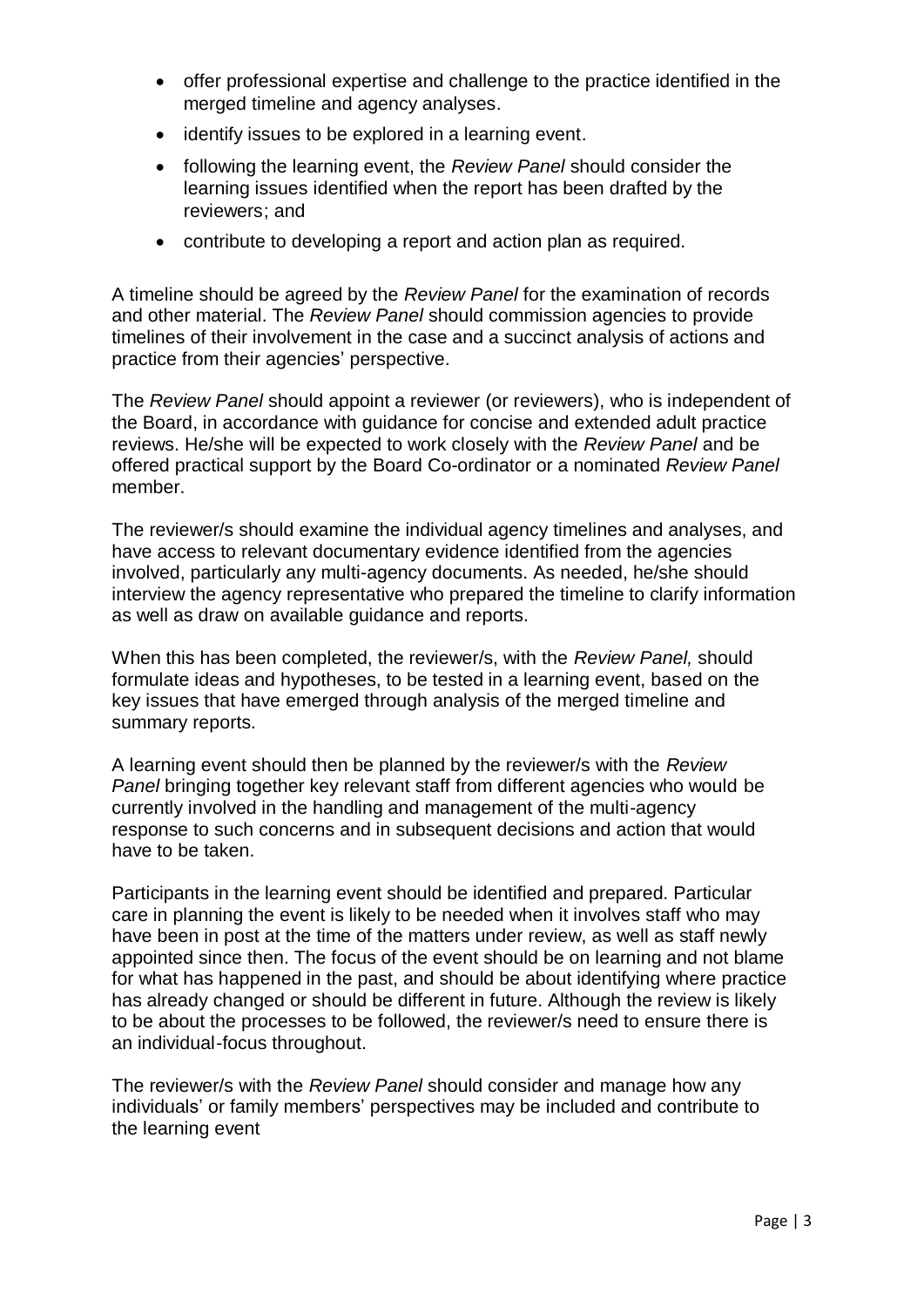- offer professional expertise and challenge to the practice identified in the merged timeline and agency analyses.
- identify issues to be explored in a learning event.
- following the learning event, the *Review Panel* should consider the learning issues identified when the report has been drafted by the reviewers; and
- contribute to developing a report and action plan as required.

A timeline should be agreed by the *Review Panel* for the examination of records and other material. The *Review Panel* should commission agencies to provide timelines of their involvement in the case and a succinct analysis of actions and practice from their agencies' perspective.

The *Review Panel* should appoint a reviewer (or reviewers), who is independent of the Board, in accordance with guidance for concise and extended adult practice reviews. He/she will be expected to work closely with the *Review Panel* and be offered practical support by the Board Co-ordinator or a nominated *Review Panel* member.

The reviewer/s should examine the individual agency timelines and analyses, and have access to relevant documentary evidence identified from the agencies involved, particularly any multi-agency documents. As needed, he/she should interview the agency representative who prepared the timeline to clarify information as well as draw on available guidance and reports.

When this has been completed, the reviewer/s, with the *Review Panel,* should formulate ideas and hypotheses, to be tested in a learning event, based on the key issues that have emerged through analysis of the merged timeline and summary reports.

A learning event should then be planned by the reviewer/s with the *Review Panel* bringing together key relevant staff from different agencies who would be currently involved in the handling and management of the multi-agency response to such concerns and in subsequent decisions and action that would have to be taken.

Participants in the learning event should be identified and prepared. Particular care in planning the event is likely to be needed when it involves staff who may have been in post at the time of the matters under review, as well as staff newly appointed since then. The focus of the event should be on learning and not blame for what has happened in the past, and should be about identifying where practice has already changed or should be different in future. Although the review is likely to be about the processes to be followed, the reviewer/s need to ensure there is an individual-focus throughout.

The reviewer/s with the *Review Panel* should consider and manage how any individuals' or family members' perspectives may be included and contribute to the learning event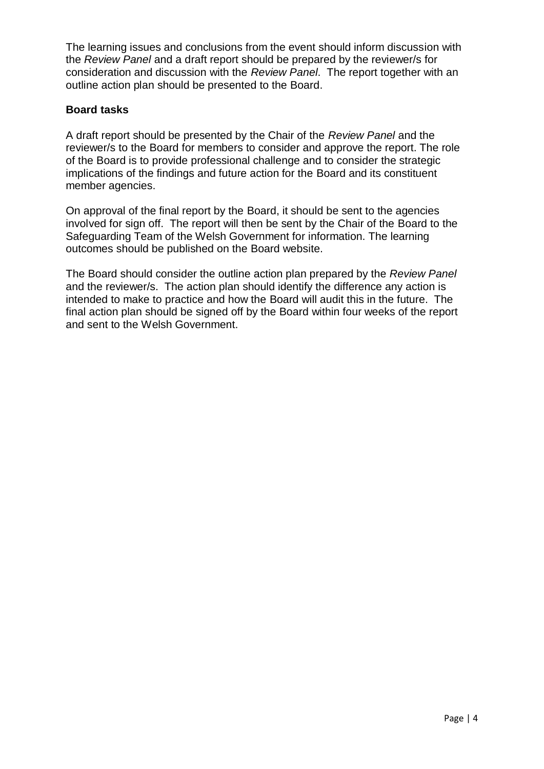The learning issues and conclusions from the event should inform discussion with the *Review Panel* and a draft report should be prepared by the reviewer/s for consideration and discussion with the *Review Panel*. The report together with an outline action plan should be presented to the Board.

**Board tasks**

A draft report should be presented by the Chair of the *Review Panel* and the reviewer/s to the Board for members to consider and approve the report. The role of the Board is to provide professional challenge and to consider the strategic implications of the findings and future action for the Board and its constituent member agencies.

On approval of the final report by the Board, it should be sent to the agencies involved for sign off. The report will then be sent by the Chair of the Board to the Safeguarding Team of the Welsh Government for information. The learning outcomes should be published on the Board website.

The Board should consider the outline action plan prepared by the *Review Panel* and the reviewer/s. The action plan should identify the difference any action is intended to make to practice and how the Board will audit this in the future. The final action plan should be signed off by the Board within four weeks of the report and sent to the Welsh Government.